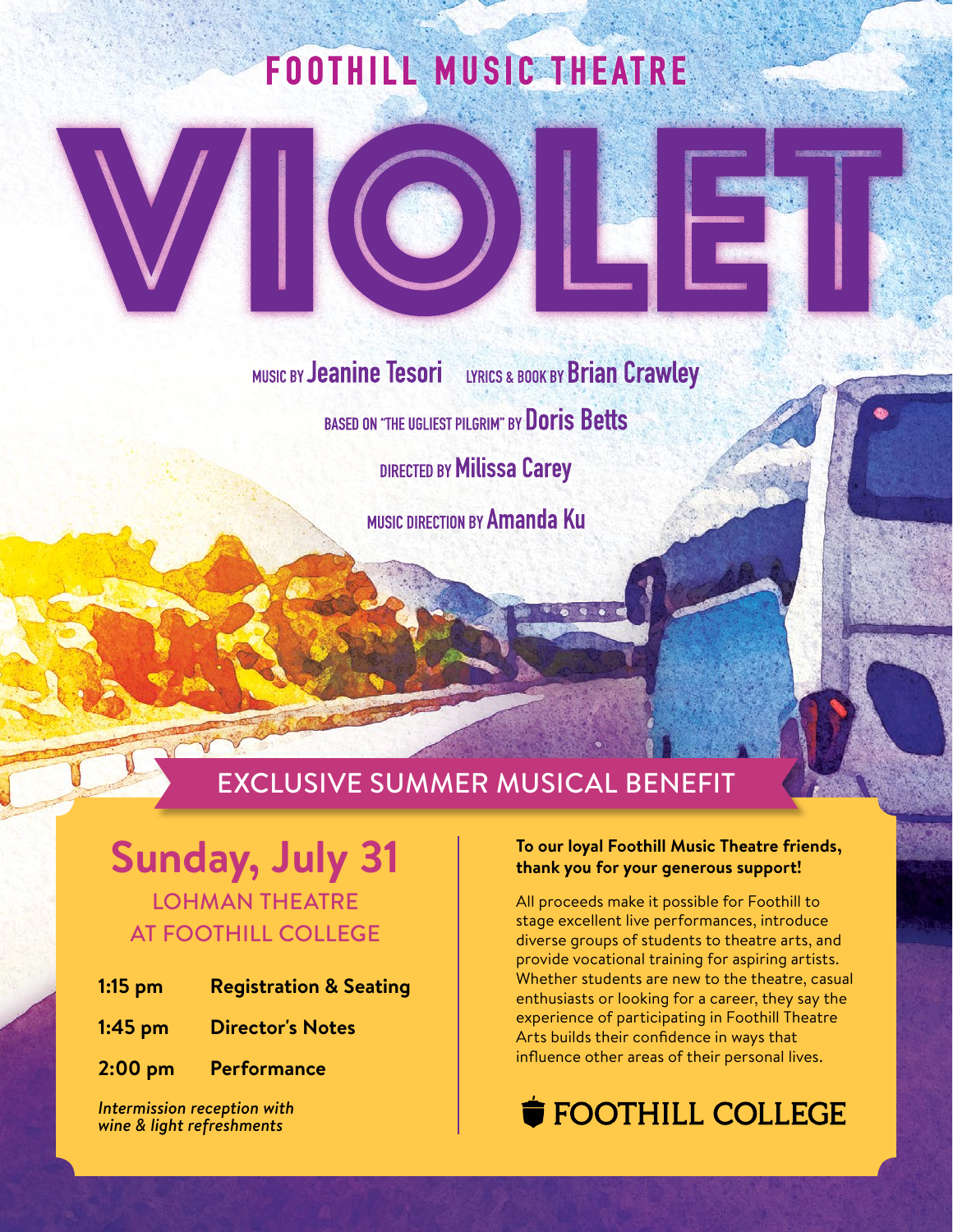FOOTHILL MUSIC THEATRE

# VIOLET

MUSIC BY **Jeanine Tesori** LYRICS & BOOK BY **Brian Crawley**

BASED ON "THE UGLIEST PILGRIM" BY **Doris Betts**

DIRECTED BY **Milissa Carey**

MUSIC DIRECTION BY **Amanda Ku**

## EXCLUSIVE SUMMER MUSICAL BENEFIT

## Sunday, July 31

LOHMAN THEATRE AT FOOTHILL COLLEGE

| | |
|---|---|
| **1:15 pm** | **Registration & Seating** |
| **1:45 pm** | **Director's Notes** |
| **2:00 pm** | **Performance** |

*Intermission reception with wine & light refreshments*

**To our loyal Foothill Music Theatre friends, thank you for your generous support!**

All proceeds make it possible for Foothill to stage excellent live performances, introduce diverse groups of students to theatre arts, and provide vocational training for aspiring artists. Whether students are new to the theatre, casual enthusiasts or looking for a career, they say the experience of participating in Foothill Theatre Arts builds their confidence in ways that influence other areas of their personal lives.

FOOTHILL COLLEGE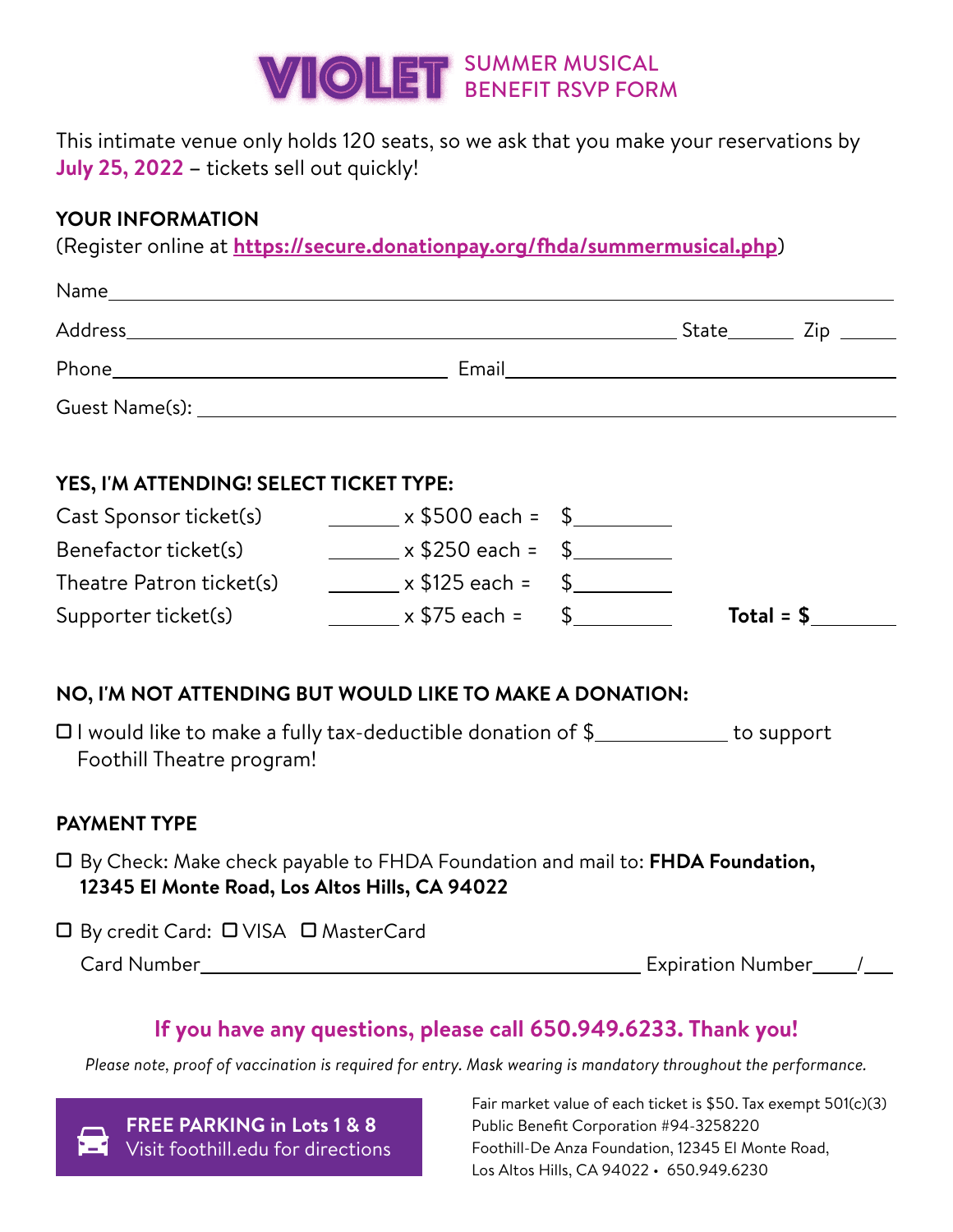# VIOLET SUMMER MUSICAL BENEFIT RSVP FORM

This intimate venue only holds 120 seats, so we ask that you make your reservations by **July 25, 2022** – tickets sell out quickly!

**YOUR INFORMATION**

(Register online at **https://secure.donationpay.org/fhda/summermusical.php**)

Name\_\_\_\_\_\_\_\_\_\_\_\_\_\_\_\_\_\_\_\_\_\_\_\_\_\_\_\_\_\_\_\_\_\_\_\_\_\_\_\_\_\_\_\_

Address\_\_\_\_\_\_\_\_\_\_\_\_\_\_\_\_\_\_\_\_\_\_\_\_\_\_\_\_\_\_ State\_\_\_\_\_ Zip \_\_\_\_\_

Phone\_\_\_\_\_\_\_\_\_\_\_\_\_\_\_\_\_\_ Email\_\_\_\_\_\_\_\_\_\_\_\_\_\_\_\_\_\_\_\_\_\_

Guest Name(s): \_\_\_\_\_\_\_\_\_\_\_\_\_\_\_\_\_\_\_\_\_\_\_\_\_\_\_\_\_\_\_\_\_\_\_\_\_\_\_\_

**YES, I'M ATTENDING! SELECT TICKET TYPE:**

| | | | |
|---|---|---|---|
| Cast Sponsor ticket(s) | \_\_\_\_\_ x $500 each = | $\_\_\_\_\_\_\_ | |
| Benefactor ticket(s) | \_\_\_\_\_ x $250 each = | $\_\_\_\_\_\_\_ | |
| Theatre Patron ticket(s) | \_\_\_\_\_ x $125 each = | $\_\_\_\_\_\_\_ | |
| Supporter ticket(s) | \_\_\_\_\_ x $75 each = | $\_\_\_\_\_\_\_ | **Total = $**\_\_\_\_\_\_\_ |

**NO, I'M NOT ATTENDING BUT WOULD LIKE TO MAKE A DONATION:**

☐ I would like to make a fully tax-deductible donation of $\_\_\_\_\_\_\_\_\_\_ to support Foothill Theatre program!

**PAYMENT TYPE**

☐ By Check: Make check payable to FHDA Foundation and mail to: **FHDA Foundation, 12345 El Monte Road, Los Altos Hills, CA 94022**

☐ By credit Card: ☐ VISA ☐ MasterCard

Card Number\_\_\_\_\_\_\_\_\_\_\_\_\_\_\_\_\_\_\_\_\_\_\_\_\_\_\_\_\_\_ Expiration Number\_\_\_\_/\_\_\_

**If you have any questions, please call 650.949.6233. Thank you!**

*Please note, proof of vaccination is required for entry. Mask wearing is mandatory throughout the performance.*

**FREE PARKING in Lots 1 & 8**
Visit foothill.edu for directions

Fair market value of each ticket is $50. Tax exempt 501(c)(3) Public Benefit Corporation #94-3258220
Foothill-De Anza Foundation, 12345 El Monte Road, Los Altos Hills, CA 94022 • 650.949.6230